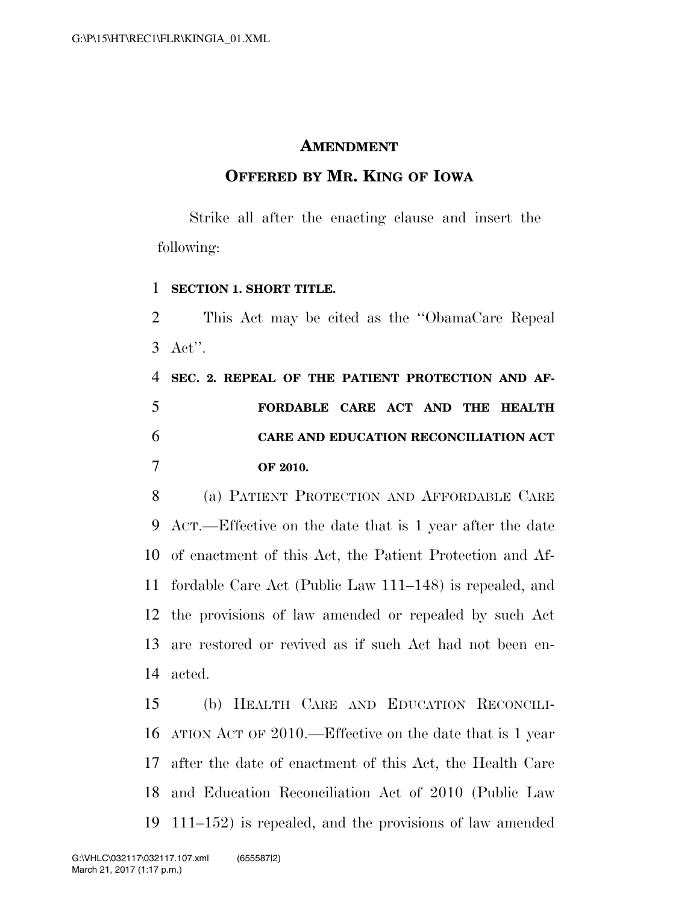# AMENDMENT

## OFFERED BY MR. KING OF IOWA

Strike all after the enacting clause and insert the following:

**SECTION 1. SHORT TITLE.**

This Act may be cited as the ''ObamaCare Repeal Act''.

**SEC. 2. REPEAL OF THE PATIENT PROTECTION AND AFFORDABLE CARE ACT AND THE HEALTH CARE AND EDUCATION RECONCILIATION ACT OF 2010.**

(a) PATIENT PROTECTION AND AFFORDABLE CARE ACT.—Effective on the date that is 1 year after the date of enactment of this Act, the Patient Protection and Affordable Care Act (Public Law 111–148) is repealed, and the provisions of law amended or repealed by such Act are restored or revived as if such Act had not been enacted.

(b) HEALTH CARE AND EDUCATION RECONCILIATION ACT OF 2010.—Effective on the date that is 1 year after the date of enactment of this Act, the Health Care and Education Reconciliation Act of 2010 (Public Law 111–152) is repealed, and the provisions of law amended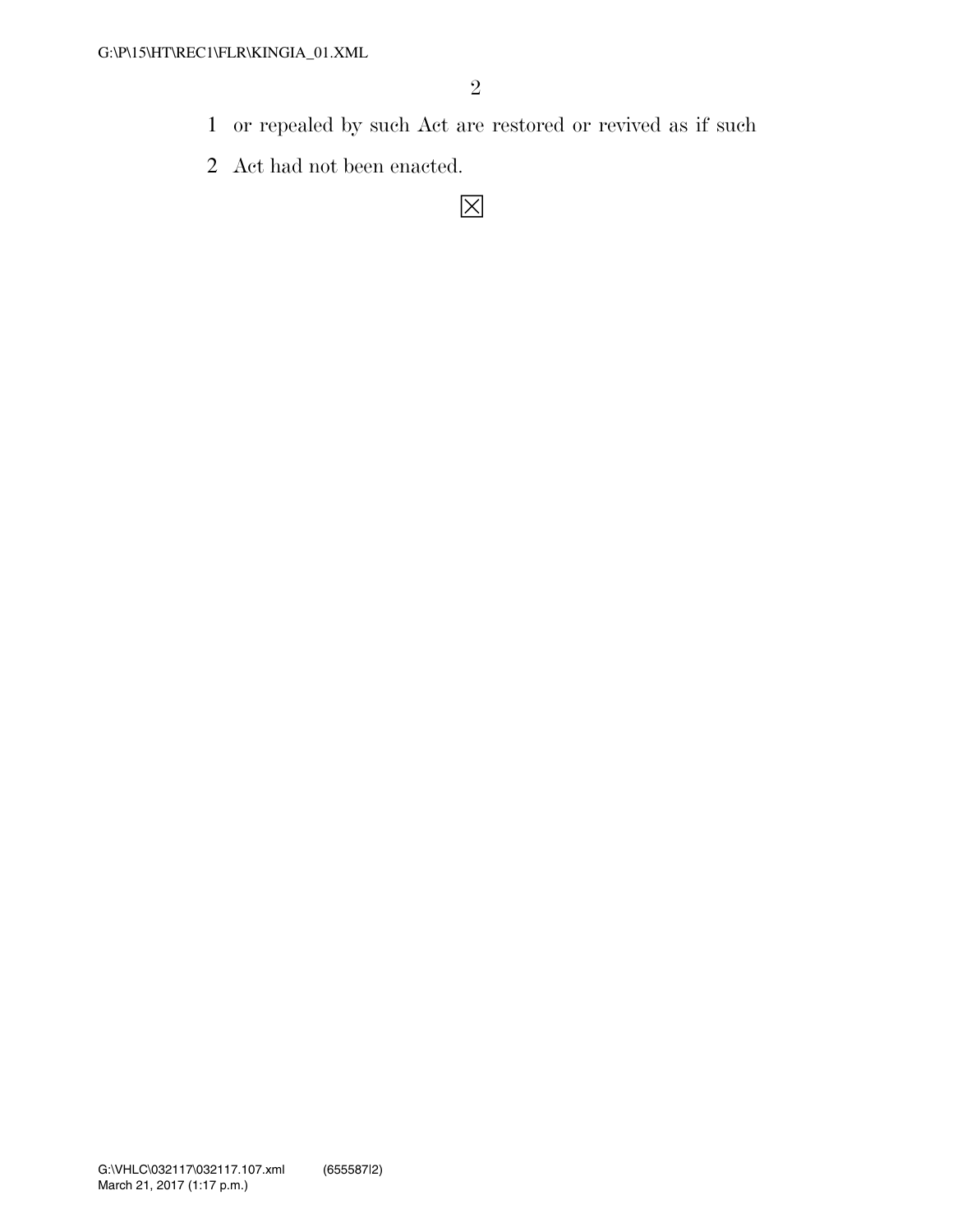or repealed by such Act are restored or revived as if such Act had not been enacted.